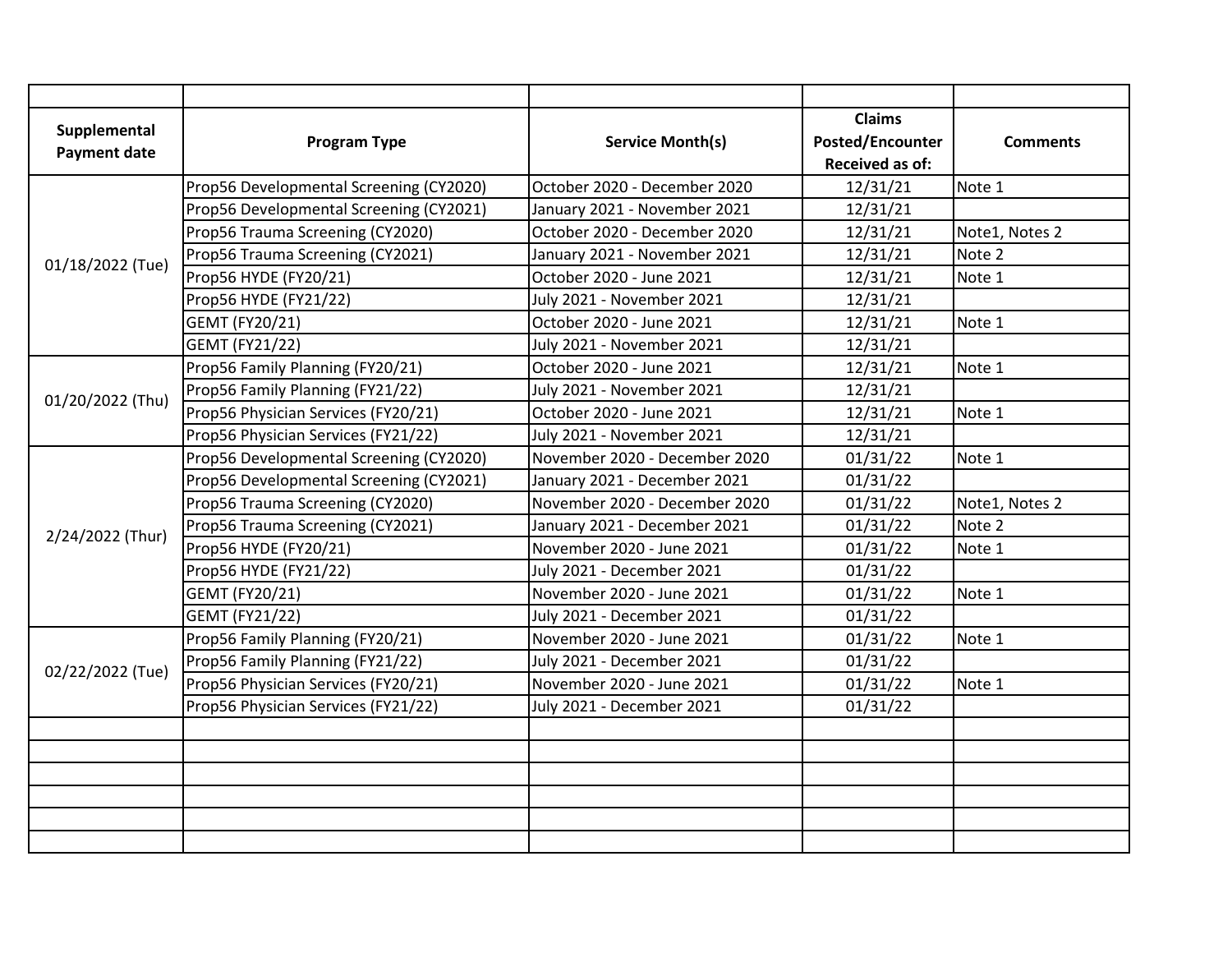| Supplemental Payment date | Program Type | Service Month(s) | Claims Posted/Encounter Received as of: | Comments |
|---|---|---|---|---|
| 01/18/2022 (Tue) | Prop56 Developmental Screening (CY2020) | October 2020 - December 2020 | 12/31/21 | Note 1 |
| | Prop56 Developmental Screening (CY2021) | January 2021 - November 2021 | 12/31/21 | |
| | Prop56 Trauma Screening (CY2020) | October 2020 - December 2020 | 12/31/21 | Note1, Notes 2 |
| | Prop56 Trauma Screening (CY2021) | January 2021 - November 2021 | 12/31/21 | Note 2 |
| | Prop56 HYDE (FY20/21) | October 2020 - June 2021 | 12/31/21 | Note 1 |
| | Prop56 HYDE (FY21/22) | July 2021 - November 2021 | 12/31/21 | |
| | GEMT (FY20/21) | October 2020 - June 2021 | 12/31/21 | Note 1 |
| | GEMT (FY21/22) | July 2021 - November 2021 | 12/31/21 | |
| 01/20/2022 (Thu) | Prop56 Family Planning (FY20/21) | October 2020 - June 2021 | 12/31/21 | Note 1 |
| | Prop56 Family Planning (FY21/22) | July 2021 - November 2021 | 12/31/21 | |
| | Prop56 Physician Services (FY20/21) | October 2020 - June 2021 | 12/31/21 | Note 1 |
| | Prop56 Physician Services (FY21/22) | July 2021 - November 2021 | 12/31/21 | |
| 2/24/2022 (Thur) | Prop56 Developmental Screening (CY2020) | November 2020 - December 2020 | 01/31/22 | Note 1 |
| | Prop56 Developmental Screening (CY2021) | January 2021 - December 2021 | 01/31/22 | |
| | Prop56 Trauma Screening (CY2020) | November 2020 - December 2020 | 01/31/22 | Note1, Notes 2 |
| | Prop56 Trauma Screening (CY2021) | January 2021 - December 2021 | 01/31/22 | Note 2 |
| | Prop56 HYDE (FY20/21) | November 2020 - June 2021 | 01/31/22 | Note 1 |
| | Prop56 HYDE (FY21/22) | July 2021 - December 2021 | 01/31/22 | |
| | GEMT (FY20/21) | November 2020 - June 2021 | 01/31/22 | Note 1 |
| | GEMT (FY21/22) | July 2021 - December 2021 | 01/31/22 | |
| 02/22/2022 (Tue) | Prop56 Family Planning (FY20/21) | November 2020 - June 2021 | 01/31/22 | Note 1 |
| | Prop56 Family Planning (FY21/22) | July 2021 - December 2021 | 01/31/22 | |
| | Prop56 Physician Services (FY20/21) | November 2020 - June 2021 | 01/31/22 | Note 1 |
| | Prop56 Physician Services (FY21/22) | July 2021 - December 2021 | 01/31/22 | |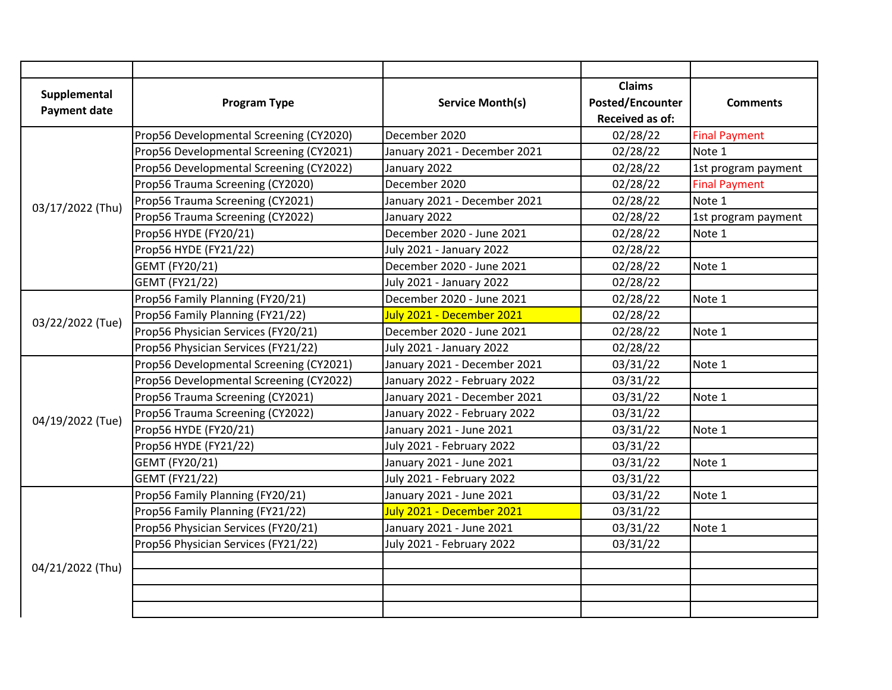| | | | | |
|---|---|---|---|---|
| **Supplemental Payment date** | **Program Type** | **Service Month(s)** | **Claims Posted/Encounter Received as of:** | **Comments** |
| 03/17/2022 (Thu) | Prop56 Developmental Screening (CY2020) | December 2020 | 02/28/22 | Final Payment |
| | Prop56 Developmental Screening (CY2021) | January 2021 - December 2021 | 02/28/22 | Note 1 |
| | Prop56 Developmental Screening (CY2022) | January 2022 | 02/28/22 | 1st program payment |
| | Prop56 Trauma Screening (CY2020) | December 2020 | 02/28/22 | Final Payment |
| | Prop56 Trauma Screening (CY2021) | January 2021 - December 2021 | 02/28/22 | Note 1 |
| | Prop56 Trauma Screening (CY2022) | January 2022 | 02/28/22 | 1st program payment |
| | Prop56 HYDE (FY20/21) | December 2020 - June 2021 | 02/28/22 | Note 1 |
| | Prop56 HYDE (FY21/22) | July 2021 - January 2022 | 02/28/22 | |
| | GEMT (FY20/21) | December 2020 - June 2021 | 02/28/22 | Note 1 |
| | GEMT (FY21/22) | July 2021 - January 2022 | 02/28/22 | |
| 03/22/2022 (Tue) | Prop56 Family Planning (FY20/21) | December 2020 - June 2021 | 02/28/22 | Note 1 |
| | Prop56 Family Planning (FY21/22) | July 2021 - December 2021 | 02/28/22 | |
| | Prop56 Physician Services (FY20/21) | December 2020 - June 2021 | 02/28/22 | Note 1 |
| | Prop56 Physician Services (FY21/22) | July 2021 - January 2022 | 02/28/22 | |
| 04/19/2022 (Tue) | Prop56 Developmental Screening (CY2021) | January 2021 - December 2021 | 03/31/22 | Note 1 |
| | Prop56 Developmental Screening (CY2022) | January 2022 - February 2022 | 03/31/22 | |
| | Prop56 Trauma Screening (CY2021) | January 2021 - December 2021 | 03/31/22 | Note 1 |
| | Prop56 Trauma Screening (CY2022) | January 2022 - February 2022 | 03/31/22 | |
| | Prop56 HYDE (FY20/21) | January 2021 - June 2021 | 03/31/22 | Note 1 |
| | Prop56 HYDE (FY21/22) | July 2021 - February 2022 | 03/31/22 | |
| | GEMT (FY20/21) | January 2021 - June 2021 | 03/31/22 | Note 1 |
| | GEMT (FY21/22) | July 2021 - February 2022 | 03/31/22 | |
| 04/21/2022 (Thu) | Prop56 Family Planning (FY20/21) | January 2021 - June 2021 | 03/31/22 | Note 1 |
| | Prop56 Family Planning (FY21/22) | July 2021 - December 2021 | 03/31/22 | |
| | Prop56 Physician Services (FY20/21) | January 2021 - June 2021 | 03/31/22 | Note 1 |
| | Prop56 Physician Services (FY21/22) | July 2021 - February 2022 | 03/31/22 | |
| | | | | |
| | | | | |
| | | | | |
| | | | | |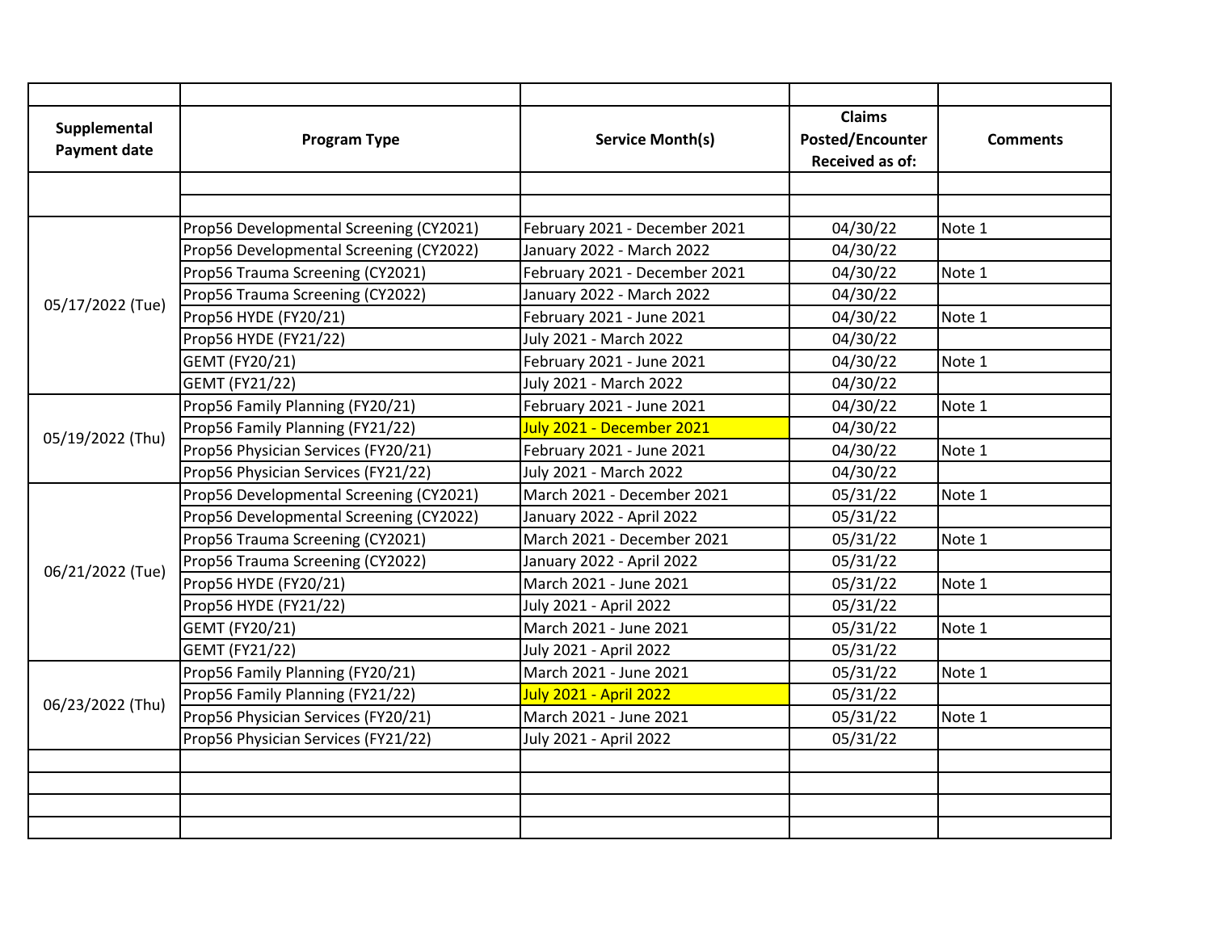| Supplemental Payment date | Program Type | Service Month(s) | Claims Posted/Encounter Received as of: | Comments |
|---|---|---|---|---|
| 05/17/2022 (Tue) | Prop56 Developmental Screening (CY2021) | February 2021 - December 2021 | 04/30/22 | Note 1 |
| | Prop56 Developmental Screening (CY2022) | January 2022 - March 2022 | 04/30/22 | |
| | Prop56 Trauma Screening (CY2021) | February 2021 - December 2021 | 04/30/22 | Note 1 |
| | Prop56 Trauma Screening (CY2022) | January 2022 - March 2022 | 04/30/22 | |
| | Prop56 HYDE (FY20/21) | February 2021 - June 2021 | 04/30/22 | Note 1 |
| | Prop56 HYDE (FY21/22) | July 2021 - March 2022 | 04/30/22 | |
| | GEMT (FY20/21) | February 2021 - June 2021 | 04/30/22 | Note 1 |
| | GEMT (FY21/22) | July 2021 - March 2022 | 04/30/22 | |
| 05/19/2022 (Thu) | Prop56 Family Planning (FY20/21) | February 2021 - June 2021 | 04/30/22 | Note 1 |
| | Prop56 Family Planning (FY21/22) | July 2021 - December 2021 | 04/30/22 | |
| | Prop56 Physician Services (FY20/21) | February 2021 - June 2021 | 04/30/22 | Note 1 |
| | Prop56 Physician Services (FY21/22) | July 2021 - March 2022 | 04/30/22 | |
| 06/21/2022 (Tue) | Prop56 Developmental Screening (CY2021) | March 2021 - December 2021 | 05/31/22 | Note 1 |
| | Prop56 Developmental Screening (CY2022) | January 2022 - April 2022 | 05/31/22 | |
| | Prop56 Trauma Screening (CY2021) | March 2021 - December 2021 | 05/31/22 | Note 1 |
| | Prop56 Trauma Screening (CY2022) | January 2022 - April 2022 | 05/31/22 | |
| | Prop56 HYDE (FY20/21) | March 2021 - June 2021 | 05/31/22 | Note 1 |
| | Prop56 HYDE (FY21/22) | July 2021 - April 2022 | 05/31/22 | |
| | GEMT (FY20/21) | March 2021 - June 2021 | 05/31/22 | Note 1 |
| | GEMT (FY21/22) | July 2021 - April 2022 | 05/31/22 | |
| 06/23/2022 (Thu) | Prop56 Family Planning (FY20/21) | March 2021 - June 2021 | 05/31/22 | Note 1 |
| | Prop56 Family Planning (FY21/22) | July 2021 - April 2022 | 05/31/22 | |
| | Prop56 Physician Services (FY20/21) | March 2021 - June 2021 | 05/31/22 | Note 1 |
| | Prop56 Physician Services (FY21/22) | July 2021 - April 2022 | 05/31/22 | |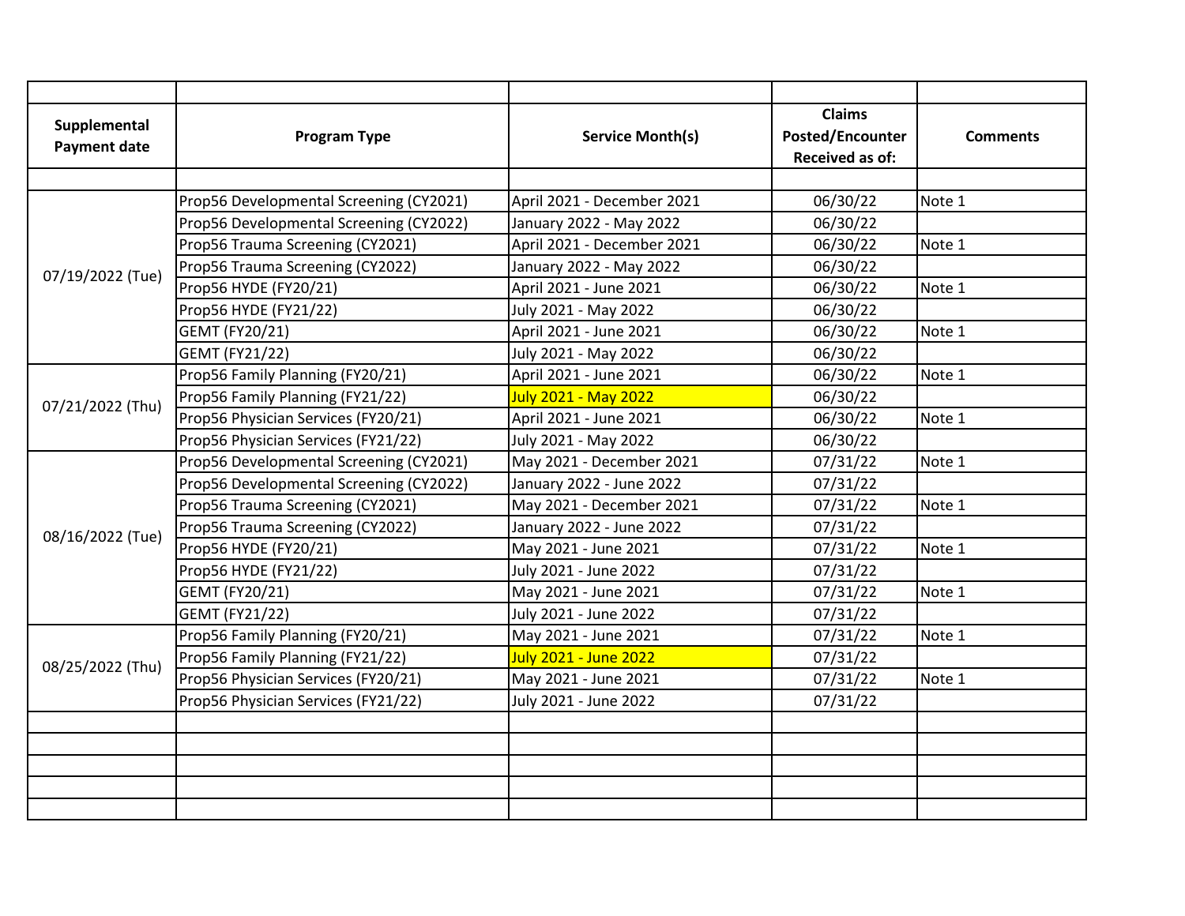| Supplemental Payment date | Program Type | Service Month(s) | Claims Posted/Encounter Received as of: | Comments |
| --- | --- | --- | --- | --- |
| 07/19/2022 (Tue) | Prop56 Developmental Screening (CY2021) | April 2021 - December 2021 | 06/30/22 | Note 1 |
| | Prop56 Developmental Screening (CY2022) | January 2022 - May 2022 | 06/30/22 | |
| | Prop56 Trauma Screening (CY2021) | April 2021 - December 2021 | 06/30/22 | Note 1 |
| | Prop56 Trauma Screening (CY2022) | January 2022 - May 2022 | 06/30/22 | |
| | Prop56 HYDE (FY20/21) | April 2021 - June 2021 | 06/30/22 | Note 1 |
| | Prop56 HYDE (FY21/22) | July 2021 - May 2022 | 06/30/22 | |
| | GEMT (FY20/21) | April 2021 - June 2021 | 06/30/22 | Note 1 |
| | GEMT (FY21/22) | July 2021 - May 2022 | 06/30/22 | |
| 07/21/2022 (Thu) | Prop56 Family Planning (FY20/21) | April 2021 - June 2021 | 06/30/22 | Note 1 |
| | Prop56 Family Planning (FY21/22) | July 2021 - May 2022 | 06/30/22 | |
| | Prop56 Physician Services (FY20/21) | April 2021 - June 2021 | 06/30/22 | Note 1 |
| | Prop56 Physician Services (FY21/22) | July 2021 - May 2022 | 06/30/22 | |
| 08/16/2022 (Tue) | Prop56 Developmental Screening (CY2021) | May 2021 - December 2021 | 07/31/22 | Note 1 |
| | Prop56 Developmental Screening (CY2022) | January 2022 - June 2022 | 07/31/22 | |
| | Prop56 Trauma Screening (CY2021) | May 2021 - December 2021 | 07/31/22 | Note 1 |
| | Prop56 Trauma Screening (CY2022) | January 2022 - June 2022 | 07/31/22 | |
| | Prop56 HYDE (FY20/21) | May 2021 - June 2021 | 07/31/22 | Note 1 |
| | Prop56 HYDE (FY21/22) | July 2021 - June 2022 | 07/31/22 | |
| | GEMT (FY20/21) | May 2021 - June 2021 | 07/31/22 | Note 1 |
| | GEMT (FY21/22) | July 2021 - June 2022 | 07/31/22 | |
| 08/25/2022 (Thu) | Prop56 Family Planning (FY20/21) | May 2021 - June 2021 | 07/31/22 | Note 1 |
| | Prop56 Family Planning (FY21/22) | July 2021 - June 2022 | 07/31/22 | |
| | Prop56 Physician Services (FY20/21) | May 2021 - June 2021 | 07/31/22 | Note 1 |
| | Prop56 Physician Services (FY21/22) | July 2021 - June 2022 | 07/31/22 | |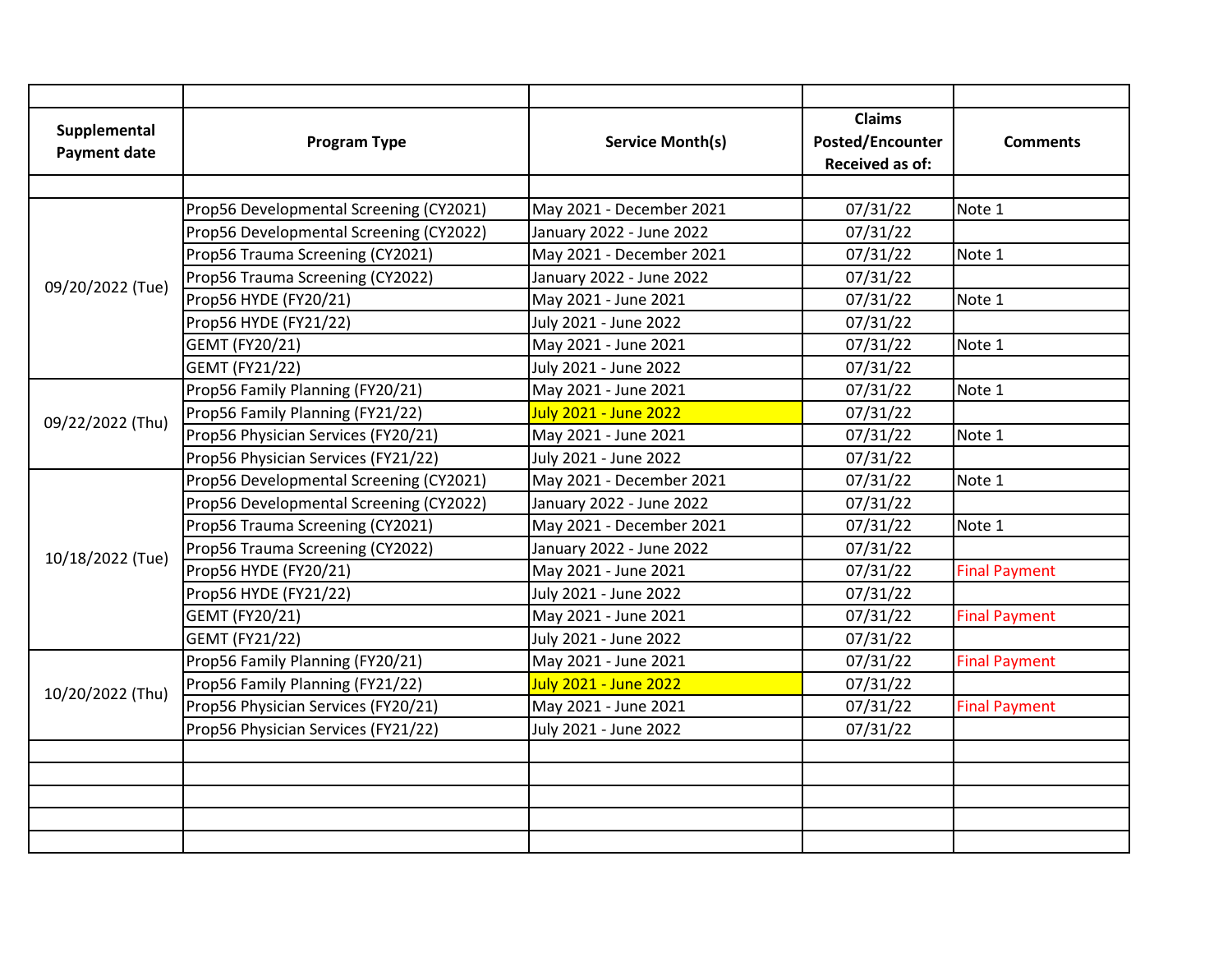| Supplemental Payment date | Program Type | Service Month(s) | Claims Posted/Encounter Received as of: | Comments |
|---|---|---|---|---|
| 09/20/2022 (Tue) | Prop56 Developmental Screening (CY2021) | May 2021 - December 2021 | 07/31/22 | Note 1 |
| | Prop56 Developmental Screening (CY2022) | January 2022 - June 2022 | 07/31/22 | |
| | Prop56 Trauma Screening (CY2021) | May 2021 - December 2021 | 07/31/22 | Note 1 |
| | Prop56 Trauma Screening (CY2022) | January 2022 - June 2022 | 07/31/22 | |
| | Prop56 HYDE (FY20/21) | May 2021 - June 2021 | 07/31/22 | Note 1 |
| | Prop56 HYDE (FY21/22) | July 2021 - June 2022 | 07/31/22 | |
| | GEMT (FY20/21) | May 2021 - June 2021 | 07/31/22 | Note 1 |
| | GEMT (FY21/22) | July 2021 - June 2022 | 07/31/22 | |
| 09/22/2022 (Thu) | Prop56 Family Planning (FY20/21) | May 2021 - June 2021 | 07/31/22 | Note 1 |
| | Prop56 Family Planning (FY21/22) | July 2021 - June 2022 | 07/31/22 | |
| | Prop56 Physician Services (FY20/21) | May 2021 - June 2021 | 07/31/22 | Note 1 |
| | Prop56 Physician Services (FY21/22) | July 2021 - June 2022 | 07/31/22 | |
| 10/18/2022 (Tue) | Prop56 Developmental Screening (CY2021) | May 2021 - December 2021 | 07/31/22 | Note 1 |
| | Prop56 Developmental Screening (CY2022) | January 2022 - June 2022 | 07/31/22 | |
| | Prop56 Trauma Screening (CY2021) | May 2021 - December 2021 | 07/31/22 | Note 1 |
| | Prop56 Trauma Screening (CY2022) | January 2022 - June 2022 | 07/31/22 | |
| | Prop56 HYDE (FY20/21) | May 2021 - June 2021 | 07/31/22 | Final Payment |
| | Prop56 HYDE (FY21/22) | July 2021 - June 2022 | 07/31/22 | |
| | GEMT (FY20/21) | May 2021 - June 2021 | 07/31/22 | Final Payment |
| | GEMT (FY21/22) | July 2021 - June 2022 | 07/31/22 | |
| 10/20/2022 (Thu) | Prop56 Family Planning (FY20/21) | May 2021 - June 2021 | 07/31/22 | Final Payment |
| | Prop56 Family Planning (FY21/22) | July 2021 - June 2022 | 07/31/22 | |
| | Prop56 Physician Services (FY20/21) | May 2021 - June 2021 | 07/31/22 | Final Payment |
| | Prop56 Physician Services (FY21/22) | July 2021 - June 2022 | 07/31/22 | |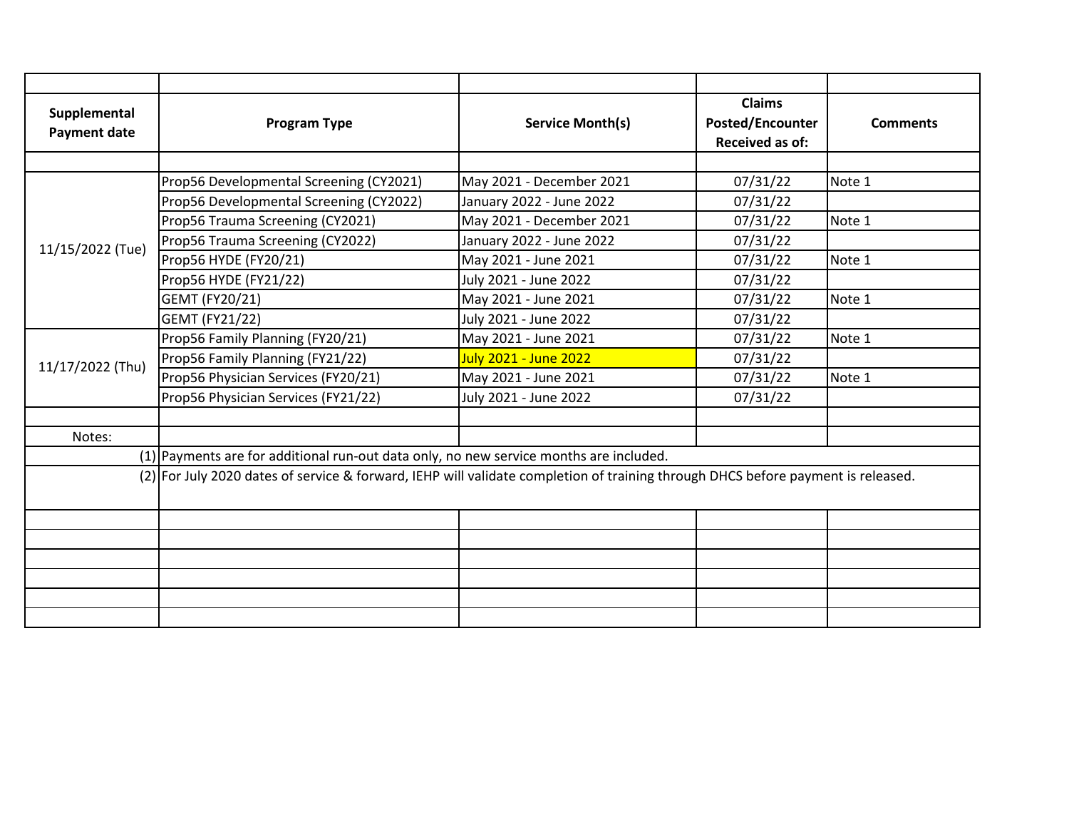| Supplemental Payment date | Program Type | Service Month(s) | Claims Posted/Encounter Received as of: | Comments |
|---|---|---|---|---|
| 11/15/2022 (Tue) | Prop56 Developmental Screening (CY2021) | May 2021 - December 2021 | 07/31/22 | Note 1 |
| | Prop56 Developmental Screening (CY2022) | January 2022 - June 2022 | 07/31/22 | |
| | Prop56 Trauma Screening (CY2021) | May 2021 - December 2021 | 07/31/22 | Note 1 |
| | Prop56 Trauma Screening (CY2022) | January 2022 - June 2022 | 07/31/22 | |
| | Prop56 HYDE (FY20/21) | May 2021 - June 2021 | 07/31/22 | Note 1 |
| | Prop56 HYDE (FY21/22) | July 2021 - June 2022 | 07/31/22 | |
| | GEMT (FY20/21) | May 2021 - June 2021 | 07/31/22 | Note 1 |
| | GEMT (FY21/22) | July 2021 - June 2022 | 07/31/22 | |
| 11/17/2022 (Thu) | Prop56 Family Planning (FY20/21) | May 2021 - June 2021 | 07/31/22 | Note 1 |
| | Prop56 Family Planning (FY21/22) | July 2021 - June 2022 | 07/31/22 | |
| | Prop56 Physician Services (FY20/21) | May 2021 - June 2021 | 07/31/22 | Note 1 |
| | Prop56 Physician Services (FY21/22) | July 2021 - June 2022 | 07/31/22 | |

Notes:

(1) Payments are for additional run-out data only, no new service months are included.

(2) For July 2020 dates of service & forward, IEHP will validate completion of training through DHCS before payment is released.